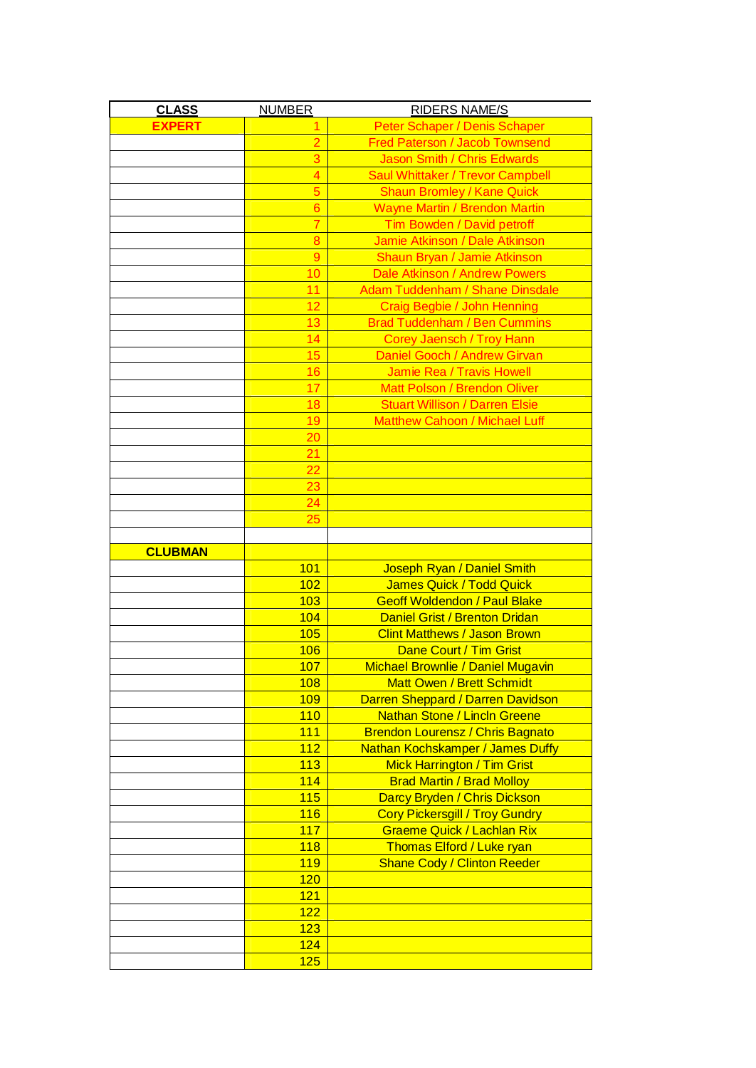| CLASS | NUMBER | RIDERS NAME/S |
|---|---|---|
| EXPERT | 1 | Peter Schaper / Denis Schaper |
| | 2 | Fred Paterson / Jacob Townsend |
| | 3 | Jason Smith / Chris Edwards |
| | 4 | Saul Whittaker / Trevor Campbell |
| | 5 | Shaun Bromley / Kane Quick |
| | 6 | Wayne Martin / Brendon Martin |
| | 7 | Tim Bowden / David petroff |
| | 8 | Jamie Atkinson / Dale Atkinson |
| | 9 | Shaun Bryan / Jamie Atkinson |
| | 10 | Dale Atkinson / Andrew Powers |
| | 11 | Adam Tuddenham / Shane Dinsdale |
| | 12 | Craig Begbie / John Henning |
| | 13 | Brad Tuddenham / Ben Cummins |
| | 14 | Corey Jaensch / Troy Hann |
| | 15 | Daniel Gooch / Andrew Girvan |
| | 16 | Jamie Rea / Travis Howell |
| | 17 | Matt Polson / Brendon Oliver |
| | 18 | Stuart Willison / Darren Elsie |
| | 19 | Matthew Cahoon / Michael Luff |
| | 20 | |
| | 21 | |
| | 22 | |
| | 23 | |
| | 24 | |
| | 25 | |
| | | |
| CLUBMAN | | |
| | 101 | Joseph Ryan / Daniel Smith |
| | 102 | James Quick / Todd Quick |
| | 103 | Geoff Woldendon / Paul Blake |
| | 104 | Daniel Grist / Brenton Dridan |
| | 105 | Clint Matthews / Jason Brown |
| | 106 | Dane Court / Tim Grist |
| | 107 | Michael Brownlie / Daniel Mugavin |
| | 108 | Matt Owen / Brett Schmidt |
| | 109 | Darren Sheppard / Darren Davidson |
| | 110 | Nathan Stone / Linclп Greene |
| | 111 | Brendon Lourensz / Chris Bagnato |
| | 112 | Nathan Kochskamper / James Duffy |
| | 113 | Mick Harrington / Tim Grist |
| | 114 | Brad Martin / Brad Molloy |
| | 115 | Darcy Bryden / Chris Dickson |
| | 116 | Cory Pickersgill / Troy Gundry |
| | 117 | Graeme Quick / Lachlan Rix |
| | 118 | Thomas Elford / Luke ryan |
| | 119 | Shane Cody / Clinton Reeder |
| | 120 | |
| | 121 | |
| | 122 | |
| | 123 | |
| | 124 | |
| | 125 | |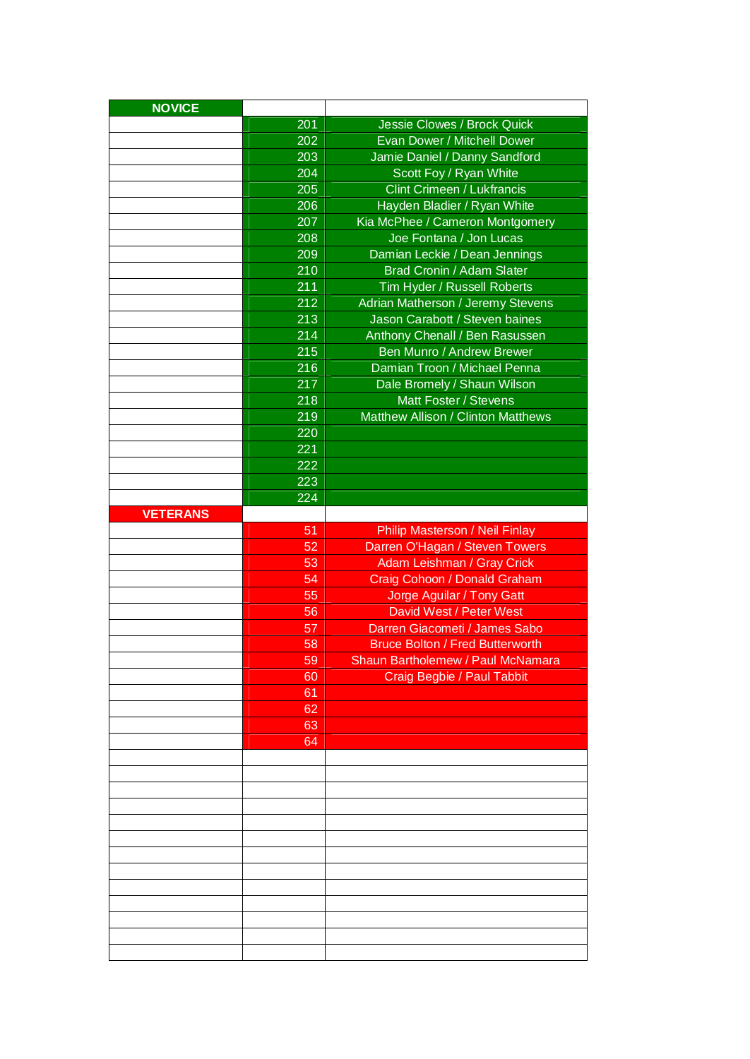| NOVICE | | |
|---|---|---|
| | 201 | Jessie Clowes / Brock Quick |
| | 202 | Evan Dower / Mitchell Dower |
| | 203 | Jamie Daniel / Danny Sandford |
| | 204 | Scott Foy / Ryan White |
| | 205 | Clint Crimeen / Lukfrancis |
| | 206 | Hayden Bladier / Ryan White |
| | 207 | Kia McPhee / Cameron Montgomery |
| | 208 | Joe Fontana / Jon Lucas |
| | 209 | Damian Leckie / Dean Jennings |
| | 210 | Brad Cronin / Adam Slater |
| | 211 | Tim Hyder / Russell Roberts |
| | 212 | Adrian Matherson / Jeremy Stevens |
| | 213 | Jason Carabott / Steven baines |
| | 214 | Anthony Chenall / Ben Rasussen |
| | 215 | Ben Munro / Andrew Brewer |
| | 216 | Damian Troon / Michael Penna |
| | 217 | Dale Bromely / Shaun Wilson |
| | 218 | Matt Foster / Stevens |
| | 219 | Matthew Allison / Clinton Matthews |
| | 220 | |
| | 221 | |
| | 222 | |
| | 223 | |
| | 224 | |
| **VETERANS** | | |
| | 51 | Philip Masterson / Neil Finlay |
| | 52 | Darren O'Hagan / Steven Towers |
| | 53 | Adam Leishman / Gray Crick |
| | 54 | Craig Cohoon / Donald Graham |
| | 55 | Jorge Aguilar / Tony Gatt |
| | 56 | David West / Peter West |
| | 57 | Darren Giacometi / James Sabo |
| | 58 | Bruce Bolton / Fred Butterworth |
| | 59 | Shaun Bartholemew / Paul McNamara |
| | 60 | Craig Begbie / Paul Tabbit |
| | 61 | |
| | 62 | |
| | 63 | |
| | 64 | |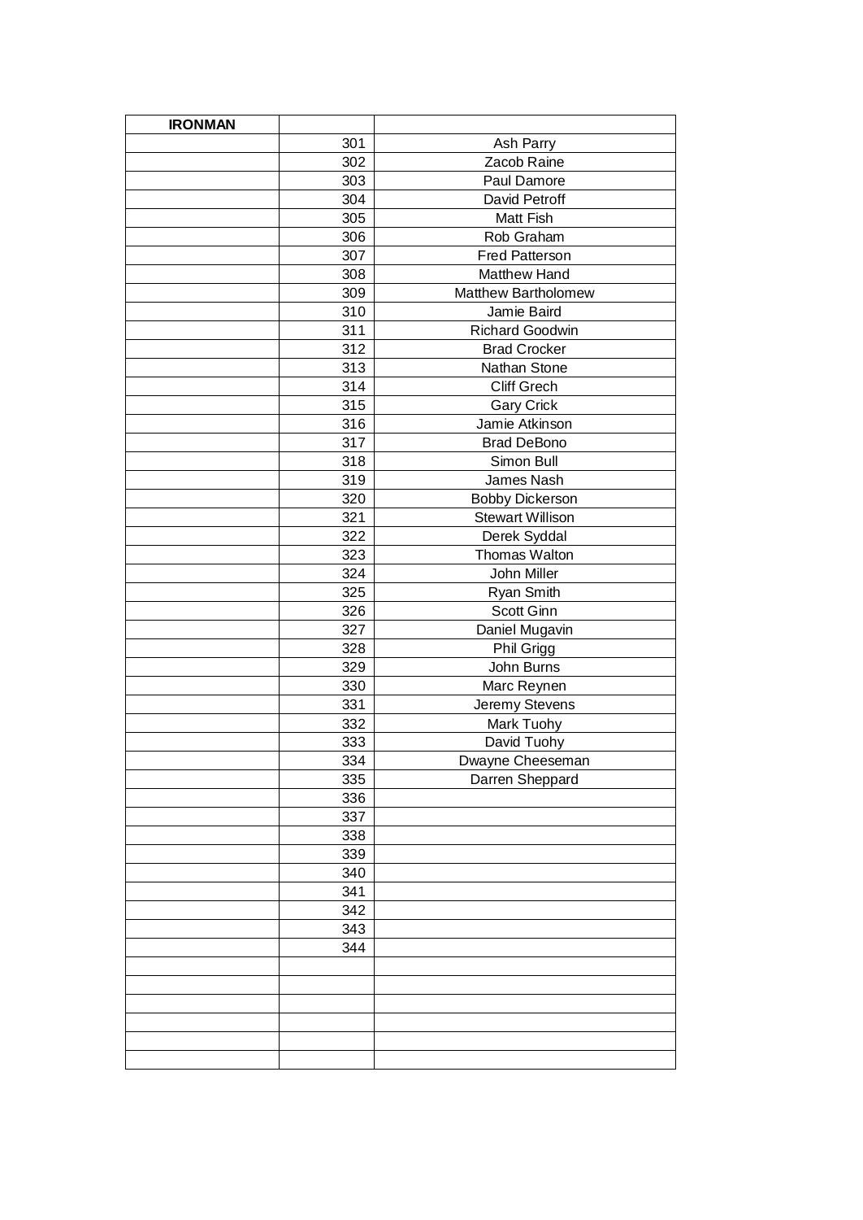| | | |
|---|---|---|
| **IRONMAN** | | |
| | 301 | Ash Parry |
| | 302 | Zacob Raine |
| | 303 | Paul Damore |
| | 304 | David Petroff |
| | 305 | Matt Fish |
| | 306 | Rob Graham |
| | 307 | Fred Patterson |
| | 308 | Matthew Hand |
| | 309 | Matthew Bartholomew |
| | 310 | Jamie Baird |
| | 311 | Richard Goodwin |
| | 312 | Brad Crocker |
| | 313 | Nathan Stone |
| | 314 | Cliff Grech |
| | 315 | Gary Crick |
| | 316 | Jamie Atkinson |
| | 317 | Brad DeBono |
| | 318 | Simon Bull |
| | 319 | James Nash |
| | 320 | Bobby Dickerson |
| | 321 | Stewart Willison |
| | 322 | Derek Syddal |
| | 323 | Thomas Walton |
| | 324 | John Miller |
| | 325 | Ryan Smith |
| | 326 | Scott Ginn |
| | 327 | Daniel Mugavin |
| | 328 | Phil Grigg |
| | 329 | John Burns |
| | 330 | Marc Reynen |
| | 331 | Jeremy Stevens |
| | 332 | Mark Tuohy |
| | 333 | David Tuohy |
| | 334 | Dwayne Cheeseman |
| | 335 | Darren Sheppard |
| | 336 | |
| | 337 | |
| | 338 | |
| | 339 | |
| | 340 | |
| | 341 | |
| | 342 | |
| | 343 | |
| | 344 | |
| | | |
| | | |
| | | |
| | | |
| | | |
| | | |